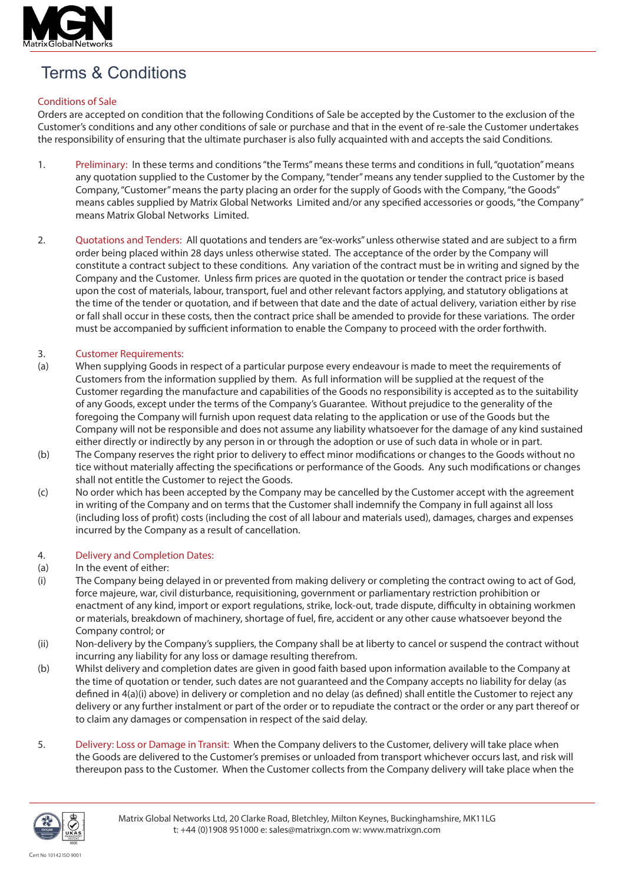# Terms & Conditions

## Conditions of Sale

Orders are accepted on condition that the following Conditions of Sale be accepted by the Customer to the exclusion of the Customer's conditions and any other conditions of sale or purchase and that in the event of re-sale the Customer undertakes the responsibility of ensuring that the ultimate purchaser is also fully acquainted with and accepts the said Conditions.

1. **Preliminary:** In these terms and conditions "the Terms" means these terms and conditions in full, "quotation" means any quotation supplied to the Customer by the Company, "tender" means any tender supplied to the Customer by the Company, "Customer" means the party placing an order for the supply of Goods with the Company, "the Goods" means cables supplied by Matrix Global Networks Limited and/or any specified accessories or goods, "the Company" means Matrix Global Networks Limited.

2. **Quotations and Tenders:** All quotations and tenders are "ex-works" unless otherwise stated and are subject to a firm order being placed within 28 days unless otherwise stated. The acceptance of the order by the Company will constitute a contract subject to these conditions. Any variation of the contract must be in writing and signed by the Company and the Customer. Unless firm prices are quoted in the quotation or tender the contract price is based upon the cost of materials, labour, transport, fuel and other relevant factors applying, and statutory obligations at the time of the tender or quotation, and if between that date and the date of actual delivery, variation either by rise or fall shall occur in these costs, then the contract price shall be amended to provide for these variations. The order must be accompanied by sufficient information to enable the Company to proceed with the order forthwith.

3. **Customer Requirements:**

(a) When supplying Goods in respect of a particular purpose every endeavour is made to meet the requirements of Customers from the information supplied by them. As full information will be supplied at the request of the Customer regarding the manufacture and capabilities of the Goods no responsibility is accepted as to the suitability of any Goods, except under the terms of the Company's Guarantee. Without prejudice to the generality of the foregoing the Company will furnish upon request data relating to the application or use of the Goods but the Company will not be responsible and does not assume any liability whatsoever for the damage of any kind sustained either directly or indirectly by any person in or through the adoption or use of such data in whole or in part.

(b) The Company reserves the right prior to delivery to effect minor modifications or changes to the Goods without no tice without materially affecting the specifications or performance of the Goods. Any such modifications or changes shall not entitle the Customer to reject the Goods.

(c) No order which has been accepted by the Company may be cancelled by the Customer accept with the agreement in writing of the Company and on terms that the Customer shall indemnify the Company in full against all loss (including loss of profit) costs (including the cost of all labour and materials used), damages, charges and expenses incurred by the Company as a result of cancellation.

4. **Delivery and Completion Dates:**

(a) In the event of either:

(i) The Company being delayed in or prevented from making delivery or completing the contract owing to act of God, force majeure, war, civil disturbance, requisitioning, government or parliamentary restriction prohibition or enactment of any kind, import or export regulations, strike, lock-out, trade dispute, difficulty in obtaining workmen or materials, breakdown of machinery, shortage of fuel, fire, accident or any other cause whatsoever beyond the Company control; or

(ii) Non-delivery by the Company's suppliers, the Company shall be at liberty to cancel or suspend the contract without incurring any liability for any loss or damage resulting therefrom.

(b) Whilst delivery and completion dates are given in good faith based upon information available to the Company at the time of quotation or tender, such dates are not guaranteed and the Company accepts no liability for delay (as defined in 4(a)(i) above) in delivery or completion and no delay (as defined) shall entitle the Customer to reject any delivery or any further instalment or part of the order or to repudiate the contract or the order or any part thereof or to claim any damages or compensation in respect of the said delay.

5. **Delivery: Loss or Damage in Transit:** When the Company delivers to the Customer, delivery will take place when the Goods are delivered to the Customer's premises or unloaded from transport whichever occurs last, and risk will thereupon pass to the Customer. When the Customer collects from the Company delivery will take place when the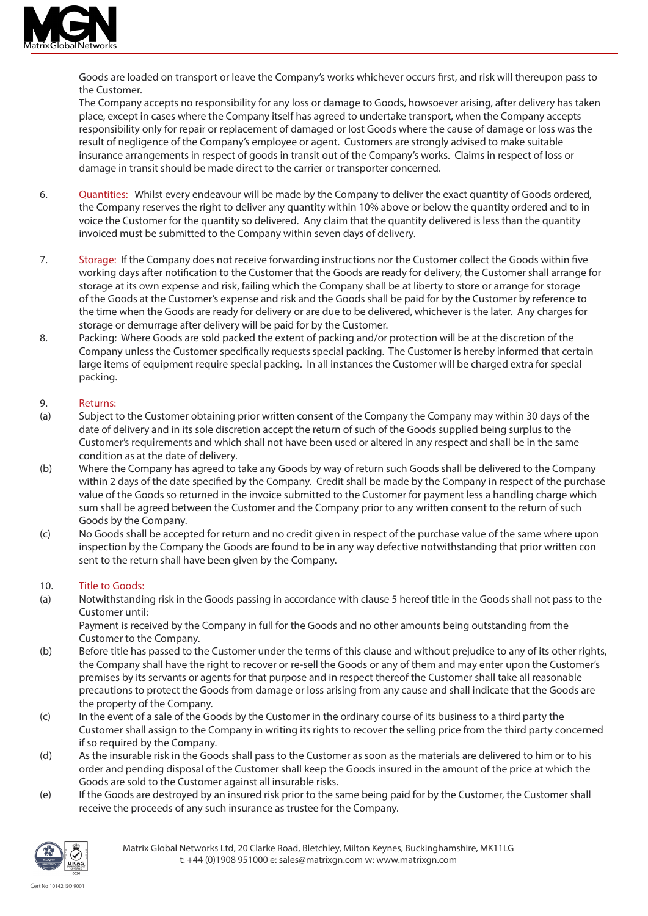Goods are loaded on transport or leave the Company's works whichever occurs first, and risk will thereupon pass to the Customer.

The Company accepts no responsibility for any loss or damage to Goods, howsoever arising, after delivery has taken place, except in cases where the Company itself has agreed to undertake transport, when the Company accepts responsibility only for repair or replacement of damaged or lost Goods where the cause of damage or loss was the result of negligence of the Company's employee or agent. Customers are strongly advised to make suitable insurance arrangements in respect of goods in transit out of the Company's works. Claims in respect of loss or damage in transit should be made direct to the carrier or transporter concerned.

6. Quantities: Whilst every endeavour will be made by the Company to deliver the exact quantity of Goods ordered, the Company reserves the right to deliver any quantity within 10% above or below the quantity ordered and to in voice the Customer for the quantity so delivered. Any claim that the quantity delivered is less than the quantity invoiced must be submitted to the Company within seven days of delivery.

7. Storage: If the Company does not receive forwarding instructions nor the Customer collect the Goods within five working days after notification to the Customer that the Goods are ready for delivery, the Customer shall arrange for storage at its own expense and risk, failing which the Company shall be at liberty to store or arrange for storage of the Goods at the Customer's expense and risk and the Goods shall be paid for by the Customer by reference to the time when the Goods are ready for delivery or are due to be delivered, whichever is the later. Any charges for storage or demurrage after delivery will be paid for by the Customer.

8. Packing: Where Goods are sold packed the extent of packing and/or protection will be at the discretion of the Company unless the Customer specifically requests special packing. The Customer is hereby informed that certain large items of equipment require special packing. In all instances the Customer will be charged extra for special packing.

9. Returns:

(a) Subject to the Customer obtaining prior written consent of the Company the Company may within 30 days of the date of delivery and in its sole discretion accept the return of such of the Goods supplied being surplus to the Customer's requirements and which shall not have been used or altered in any respect and shall be in the same condition as at the date of delivery.

(b) Where the Company has agreed to take any Goods by way of return such Goods shall be delivered to the Company within 2 days of the date specified by the Company. Credit shall be made by the Company in respect of the purchase value of the Goods so returned in the invoice submitted to the Customer for payment less a handling charge which sum shall be agreed between the Customer and the Company prior to any written consent to the return of such Goods by the Company.

(c) No Goods shall be accepted for return and no credit given in respect of the purchase value of the same where upon inspection by the Company the Goods are found to be in any way defective notwithstanding that prior written con sent to the return shall have been given by the Company.

10. Title to Goods:

(a) Notwithstanding risk in the Goods passing in accordance with clause 5 hereof title in the Goods shall not pass to the Customer until:

Payment is received by the Company in full for the Goods and no other amounts being outstanding from the Customer to the Company.

(b) Before title has passed to the Customer under the terms of this clause and without prejudice to any of its other rights, the Company shall have the right to recover or re-sell the Goods or any of them and may enter upon the Customer's premises by its servants or agents for that purpose and in respect thereof the Customer shall take all reasonable precautions to protect the Goods from damage or loss arising from any cause and shall indicate that the Goods are the property of the Company.

(c) In the event of a sale of the Goods by the Customer in the ordinary course of its business to a third party the Customer shall assign to the Company in writing its rights to recover the selling price from the third party concerned if so required by the Company.

(d) As the insurable risk in the Goods shall pass to the Customer as soon as the materials are delivered to him or to his order and pending disposal of the Customer shall keep the Goods insured in the amount of the price at which the Goods are sold to the Customer against all insurable risks.

(e) If the Goods are destroyed by an insured risk prior to the same being paid for by the Customer, the Customer shall receive the proceeds of any such insurance as trustee for the Company.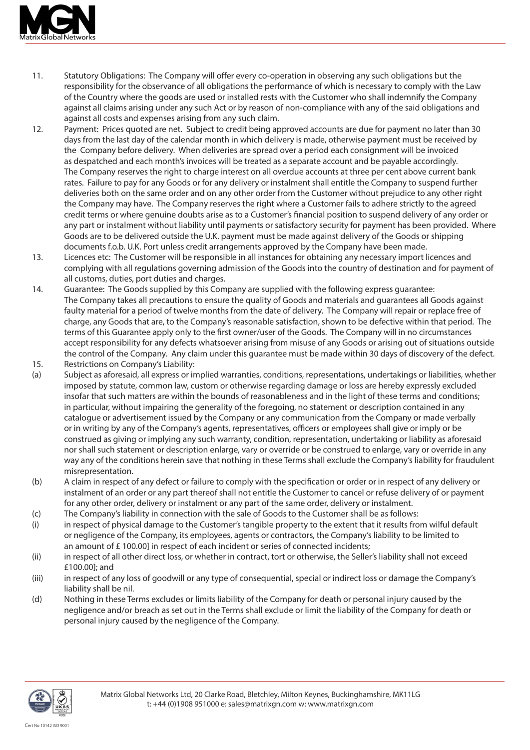11. Statutory Obligations: The Company will offer every co-operation in observing any such obligations but the responsibility for the observance of all obligations the performance of which is necessary to comply with the Law of the Country where the goods are used or installed rests with the Customer who shall indemnify the Company against all claims arising under any such Act or by reason of non-compliance with any of the said obligations and against all costs and expenses arising from any such claim.

12. Payment: Prices quoted are net. Subject to credit being approved accounts are due for payment no later than 30 days from the last day of the calendar month in which delivery is made, otherwise payment must be received by the Company before delivery. When deliveries are spread over a period each consignment will be invoiced as despatched and each month's invoices will be treated as a separate account and be payable accordingly. The Company reserves the right to charge interest on all overdue accounts at three per cent above current bank rates. Failure to pay for any Goods or for any delivery or instalment shall entitle the Company to suspend further deliveries both on the same order and on any other order from the Customer without prejudice to any other right the Company may have. The Company reserves the right where a Customer fails to adhere strictly to the agreed credit terms or where genuine doubts arise as to a Customer's financial position to suspend delivery of any order or any part or instalment without liability until payments or satisfactory security for payment has been provided. Where Goods are to be delivered outside the U.K. payment must be made against delivery of the Goods or shipping documents f.o.b. U.K. Port unless credit arrangements approved by the Company have been made.

13. Licences etc: The Customer will be responsible in all instances for obtaining any necessary import licences and complying with all regulations governing admission of the Goods into the country of destination and for payment of all customs, duties, port duties and charges.

14. Guarantee: The Goods supplied by this Company are supplied with the following express guarantee: The Company takes all precautions to ensure the quality of Goods and materials and guarantees all Goods against faulty material for a period of twelve months from the date of delivery. The Company will repair or replace free of charge, any Goods that are, to the Company's reasonable satisfaction, shown to be defective within that period. The terms of this Guarantee apply only to the first owner/user of the Goods. The Company will in no circumstances accept responsibility for any defects whatsoever arising from misuse of any Goods or arising out of situations outside the control of the Company. Any claim under this guarantee must be made within 30 days of discovery of the defect.

15. Restrictions on Company's Liability:

(a) Subject as aforesaid, all express or implied warranties, conditions, representations, undertakings or liabilities, whether imposed by statute, common law, custom or otherwise regarding damage or loss are hereby expressly excluded insofar that such matters are within the bounds of reasonableness and in the light of these terms and conditions; in particular, without impairing the generality of the foregoing, no statement or description contained in any catalogue or advertisement issued by the Company or any communication from the Company or made verbally or in writing by any of the Company's agents, representatives, officers or employees shall give or imply or be construed as giving or implying any such warranty, condition, representation, undertaking or liability as aforesaid nor shall such statement or description enlarge, vary or override or be construed to enlarge, vary or override in any way any of the conditions herein save that nothing in these Terms shall exclude the Company's liability for fraudulent misrepresentation.

(b) A claim in respect of any defect or failure to comply with the specification or order or in respect of any delivery or instalment of an order or any part thereof shall not entitle the Customer to cancel or refuse delivery of or payment for any other order, delivery or instalment or any part of the same order, delivery or instalment.

(c) The Company's liability in connection with the sale of Goods to the Customer shall be as follows:

(i) in respect of physical damage to the Customer's tangible property to the extent that it results from wilful default or negligence of the Company, its employees, agents or contractors, the Company's liability to be limited to an amount of £ 100.00] in respect of each incident or series of connected incidents;

(ii) in respect of all other direct loss, or whether in contract, tort or otherwise, the Seller's liability shall not exceed £100.00]; and

(iii) in respect of any loss of goodwill or any type of consequential, special or indirect loss or damage the Company's liability shall be nil.

(d) Nothing in these Terms excludes or limits liability of the Company for death or personal injury caused by the negligence and/or breach as set out in the Terms shall exclude or limit the liability of the Company for death or personal injury caused by the negligence of the Company.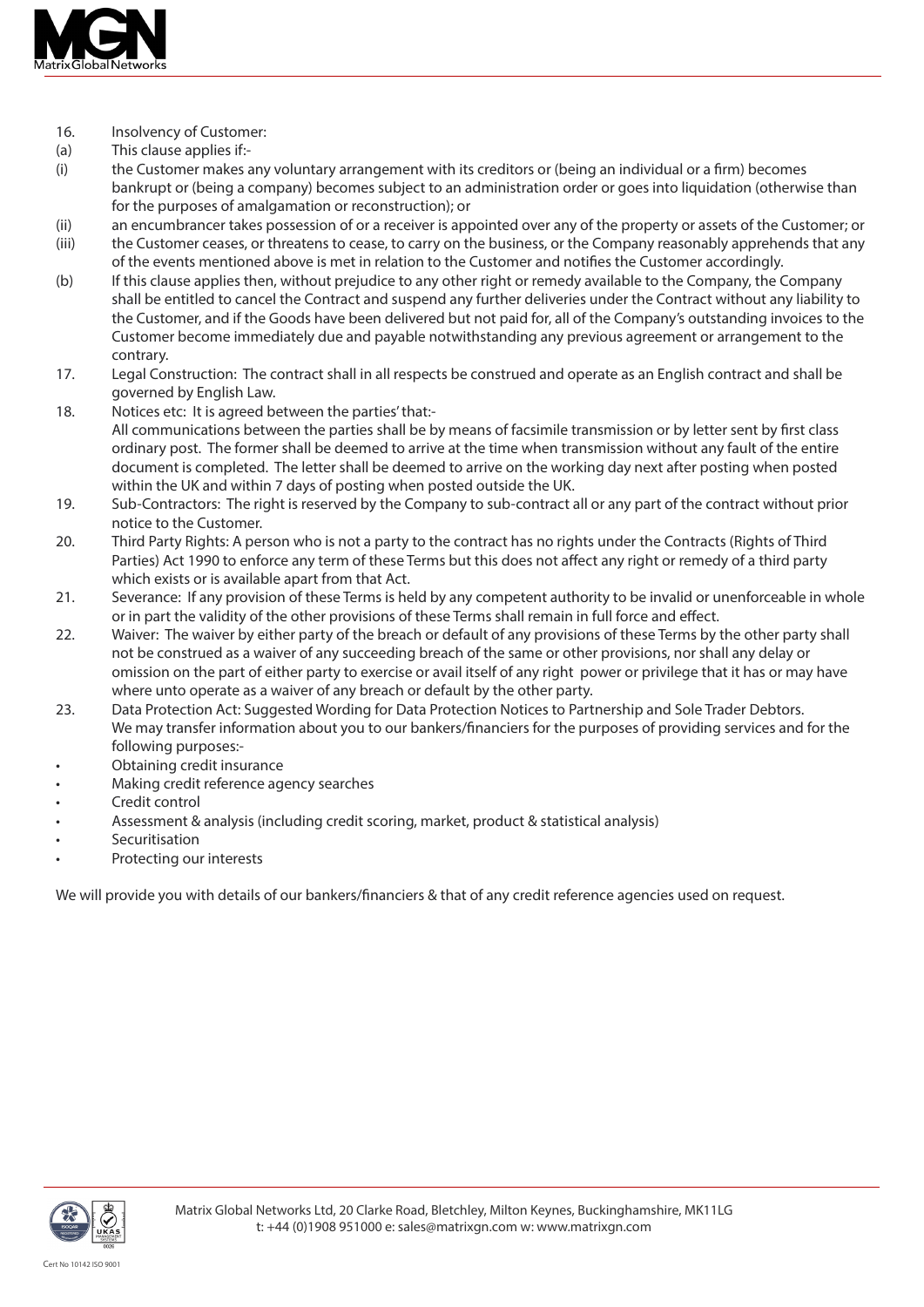16. Insolvency of Customer:

(a) This clause applies if:-

(i) the Customer makes any voluntary arrangement with its creditors or (being an individual or a firm) becomes bankrupt or (being a company) becomes subject to an administration order or goes into liquidation (otherwise than for the purposes of amalgamation or reconstruction); or

(ii) an encumbrancer takes possession of or a receiver is appointed over any of the property or assets of the Customer; or

(iii) the Customer ceases, or threatens to cease, to carry on the business, or the Company reasonably apprehends that any of the events mentioned above is met in relation to the Customer and notifies the Customer accordingly.

(b) If this clause applies then, without prejudice to any other right or remedy available to the Company, the Company shall be entitled to cancel the Contract and suspend any further deliveries under the Contract without any liability to the Customer, and if the Goods have been delivered but not paid for, all of the Company's outstanding invoices to the Customer become immediately due and payable notwithstanding any previous agreement or arrangement to the contrary.

17. Legal Construction: The contract shall in all respects be construed and operate as an English contract and shall be governed by English Law.

18. Notices etc: It is agreed between the parties' that:-
All communications between the parties shall be by means of facsimile transmission or by letter sent by first class ordinary post. The former shall be deemed to arrive at the time when transmission without any fault of the entire document is completed. The letter shall be deemed to arrive on the working day next after posting when posted within the UK and within 7 days of posting when posted outside the UK.

19. Sub-Contractors: The right is reserved by the Company to sub-contract all or any part of the contract without prior notice to the Customer.

20. Third Party Rights: A person who is not a party to the contract has no rights under the Contracts (Rights of Third Parties) Act 1990 to enforce any term of these Terms but this does not affect any right or remedy of a third party which exists or is available apart from that Act.

21. Severance: If any provision of these Terms is held by any competent authority to be invalid or unenforceable in whole or in part the validity of the other provisions of these Terms shall remain in full force and effect.

22. Waiver: The waiver by either party of the breach or default of any provisions of these Terms by the other party shall not be construed as a waiver of any succeeding breach of the same or other provisions, nor shall any delay or omission on the part of either party to exercise or avail itself of any right power or privilege that it has or may have where unto operate as a waiver of any breach or default by the other party.

23. Data Protection Act: Suggested Wording for Data Protection Notices to Partnership and Sole Trader Debtors.
We may transfer information about you to our bankers/financiers for the purposes of providing services and for the following purposes:-

- Obtaining credit insurance
- Making credit reference agency searches
- Credit control
- Assessment & analysis (including credit scoring, market, product & statistical analysis)
- Securitisation
- Protecting our interests

We will provide you with details of our bankers/financiers & that of any credit reference agencies used on request.